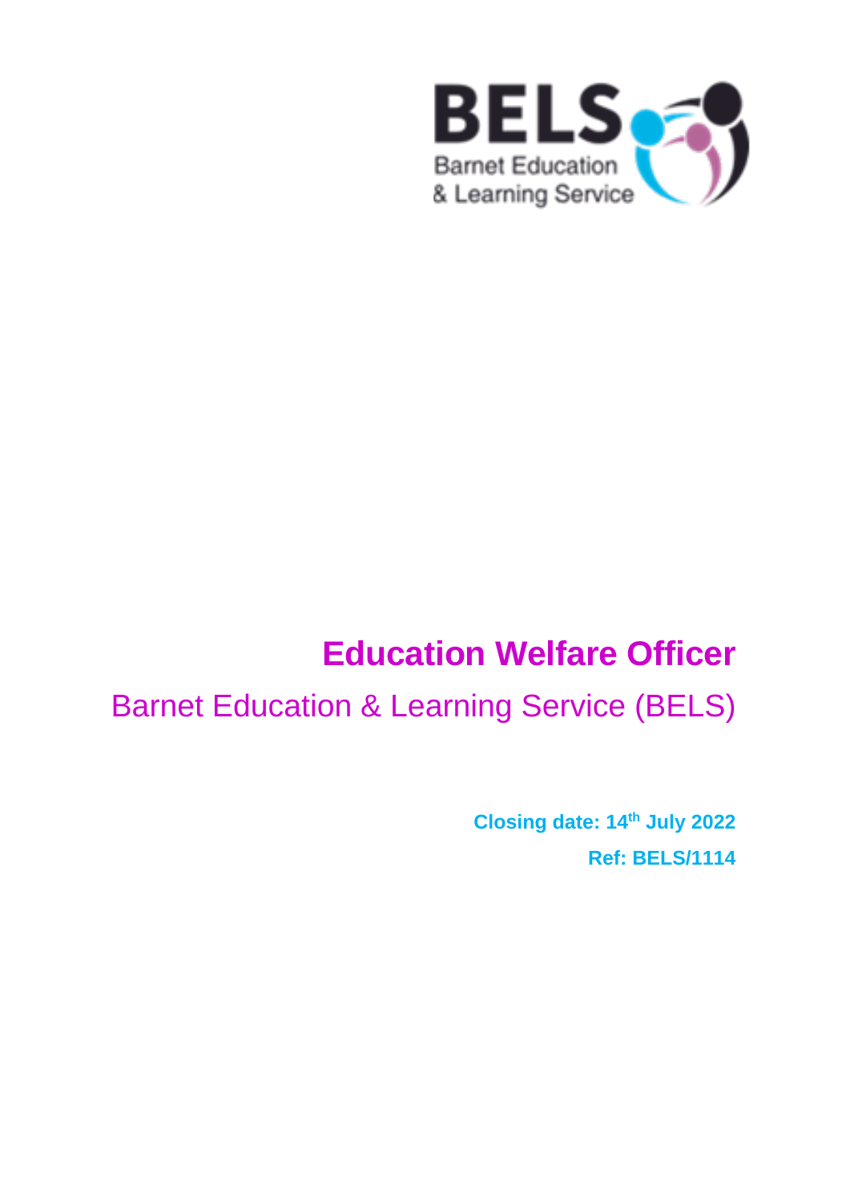# Education Welfare Officer

Barnet Education & Learning Service (BELS)

**Closing date: 14th July 2022**

**Ref: BELS/1114**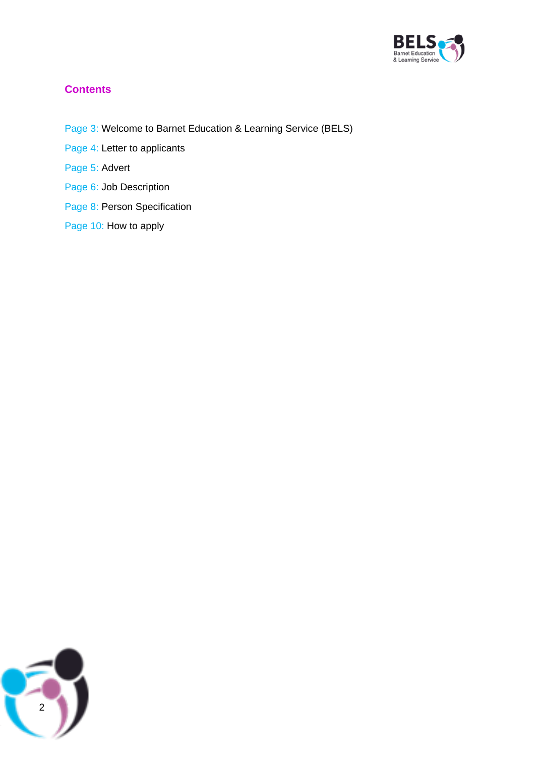## Contents

Page 3: Welcome to Barnet Education & Learning Service (BELS)

Page 4: Letter to applicants

Page 5: Advert

Page 6: Job Description

Page 8: Person Specification

Page 10: How to apply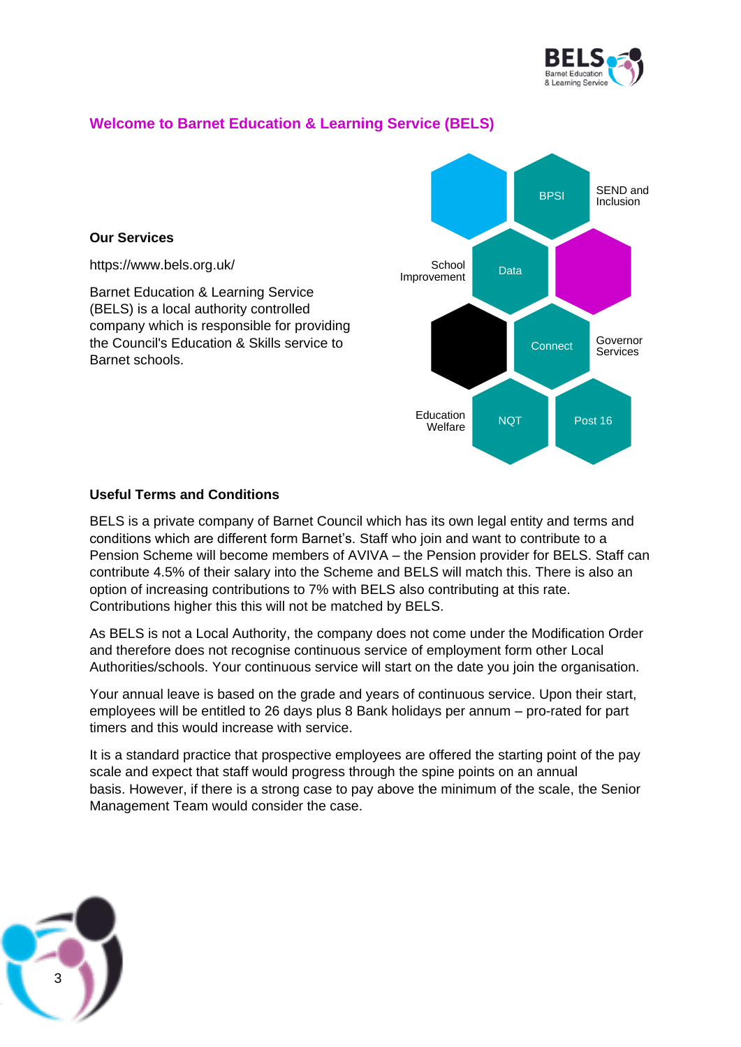## Welcome to Barnet Education & Learning Service (BELS)

**Our Services**

https://www.bels.org.uk/

Barnet Education & Learning Service (BELS) is a local authority controlled company which is responsible for providing the Council's Education & Skills service to Barnet schools.

BPSI

SEND and Inclusion

School Improvement

Data

Connect

Governor Services

Education Welfare

NQT

Post 16

**Useful Terms and Conditions**

BELS is a private company of Barnet Council which has its own legal entity and terms and conditions which are different form Barnet's. Staff who join and want to contribute to a Pension Scheme will become members of AVIVA – the Pension provider for BELS. Staff can contribute 4.5% of their salary into the Scheme and BELS will match this. There is also an option of increasing contributions to 7% with BELS also contributing at this rate. Contributions higher this this will not be matched by BELS.

As BELS is not a Local Authority, the company does not come under the Modification Order and therefore does not recognise continuous service of employment form other Local Authorities/schools. Your continuous service will start on the date you join the organisation.

Your annual leave is based on the grade and years of continuous service. Upon their start, employees will be entitled to 26 days plus 8 Bank holidays per annum – pro-rated for part timers and this would increase with service.

It is a standard practice that prospective employees are offered the starting point of the pay scale and expect that staff would progress through the spine points on an annual basis. However, if there is a strong case to pay above the minimum of the scale, the Senior Management Team would consider the case.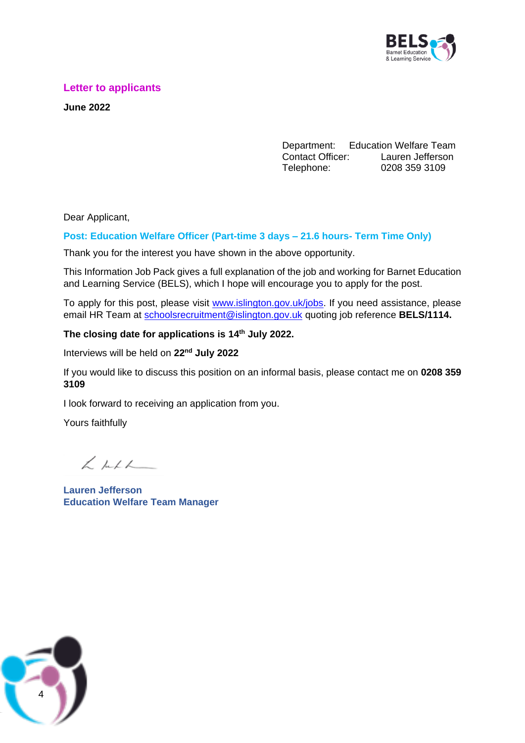## Letter to applicants

**June 2022**

Department: Education Welfare Team
Contact Officer: Lauren Jefferson
Telephone: 0208 359 3109

Dear Applicant,

**Post: Education Welfare Officer (Part-time 3 days – 21.6 hours- Term Time Only)**

Thank you for the interest you have shown in the above opportunity.

This Information Job Pack gives a full explanation of the job and working for Barnet Education and Learning Service (BELS), which I hope will encourage you to apply for the post.

To apply for this post, please visit www.islington.gov.uk/jobs. If you need assistance, please email HR Team at schoolsrecruitment@islington.gov.uk quoting job reference **BELS/1114.**

**The closing date for applications is 14th July 2022.**

Interviews will be held on **22nd July 2022**

If you would like to discuss this position on an informal basis, please contact me on **0208 359 3109**

I look forward to receiving an application from you.

Yours faithfully

**Lauren Jefferson**
**Education Welfare Team Manager**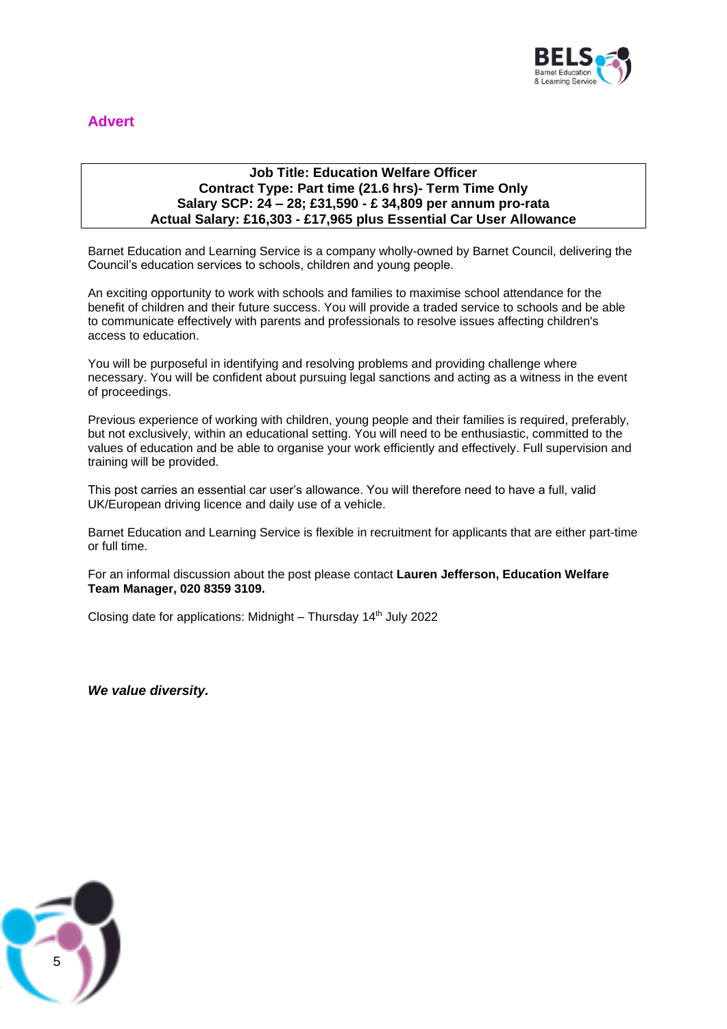## Advert

**Job Title: Education Welfare Officer**
**Contract Type: Part time (21.6 hrs)- Term Time Only**
**Salary SCP: 24 – 28; £31,590 - £ 34,809 per annum pro-rata**
**Actual Salary: £16,303 - £17,965 plus Essential Car User Allowance**

Barnet Education and Learning Service is a company wholly-owned by Barnet Council, delivering the Council's education services to schools, children and young people.

An exciting opportunity to work with schools and families to maximise school attendance for the benefit of children and their future success. You will provide a traded service to schools and be able to communicate effectively with parents and professionals to resolve issues affecting children's access to education.

You will be purposeful in identifying and resolving problems and providing challenge where necessary. You will be confident about pursuing legal sanctions and acting as a witness in the event of proceedings.

Previous experience of working with children, young people and their families is required, preferably, but not exclusively, within an educational setting. You will need to be enthusiastic, committed to the values of education and be able to organise your work efficiently and effectively. Full supervision and training will be provided.

This post carries an essential car user's allowance. You will therefore need to have a full, valid UK/European driving licence and daily use of a vehicle.

Barnet Education and Learning Service is flexible in recruitment for applicants that are either part-time or full time.

For an informal discussion about the post please contact **Lauren Jefferson, Education Welfare Team Manager, 020 8359 3109.**

Closing date for applications: Midnight – Thursday 14th July 2022

***We value diversity.***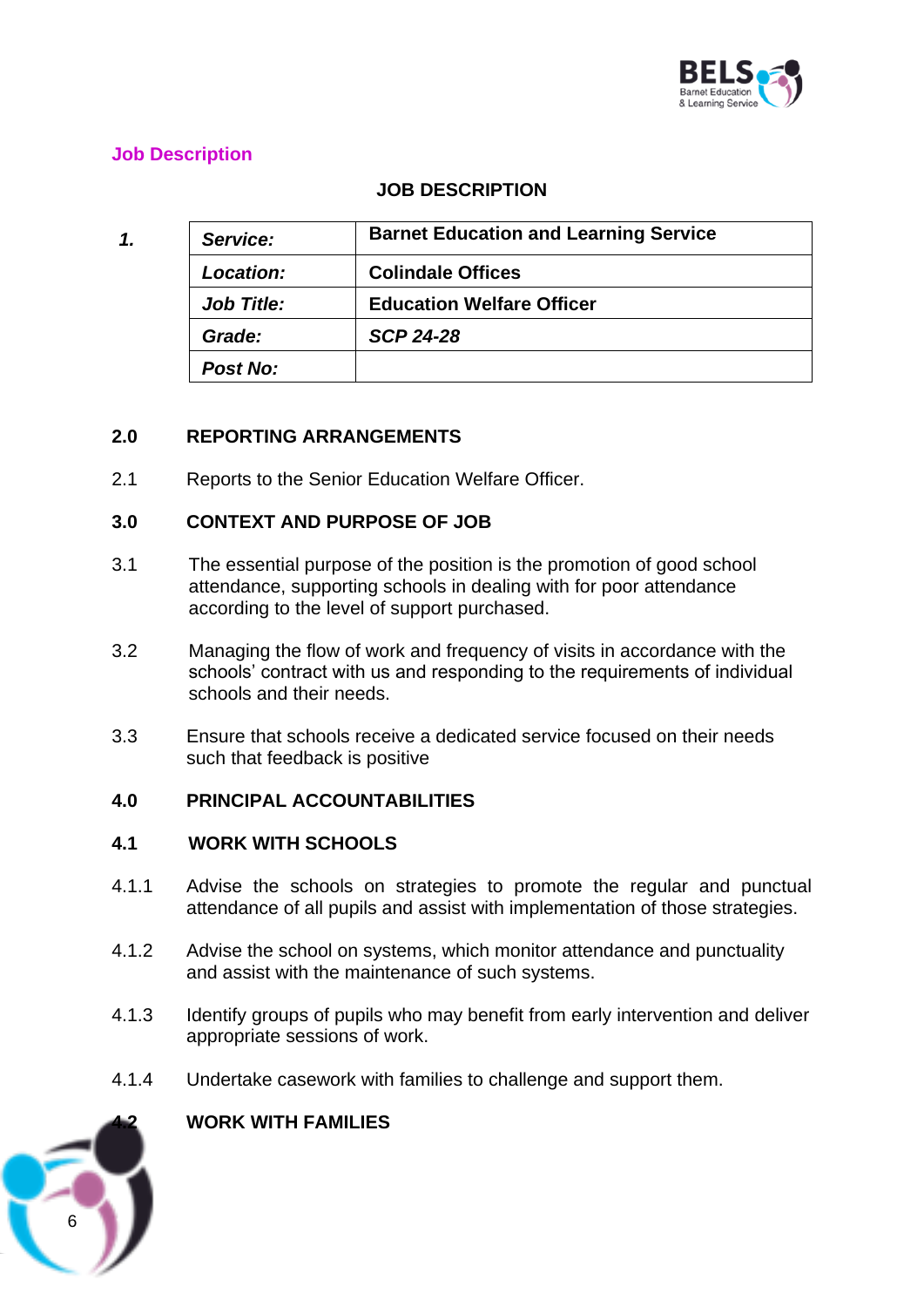## Job Description

### JOB DESCRIPTION

1.

| *Service:* | **Barnet Education and Learning Service** |
|---|---|
| ***Location:*** | **Colindale Offices** |
| ***Job Title:*** | **Education Welfare Officer** |
| ***Grade:*** | ***SCP 24-28*** |
| ***Post No:*** | |

**2.0 REPORTING ARRANGEMENTS**

2.1 Reports to the Senior Education Welfare Officer.

**3.0 CONTEXT AND PURPOSE OF JOB**

3.1 The essential purpose of the position is the promotion of good school attendance, supporting schools in dealing with for poor attendance according to the level of support purchased.

3.2 Managing the flow of work and frequency of visits in accordance with the schools' contract with us and responding to the requirements of individual schools and their needs.

3.3 Ensure that schools receive a dedicated service focused on their needs such that feedback is positive

**4.0 PRINCIPAL ACCOUNTABILITIES**

**4.1 WORK WITH SCHOOLS**

4.1.1 Advise the schools on strategies to promote the regular and punctual attendance of all pupils and assist with implementation of those strategies.

4.1.2 Advise the school on systems, which monitor attendance and punctuality and assist with the maintenance of such systems.

4.1.3 Identify groups of pupils who may benefit from early intervention and deliver appropriate sessions of work.

4.1.4 Undertake casework with families to challenge and support them.

**4.2 WORK WITH FAMILIES**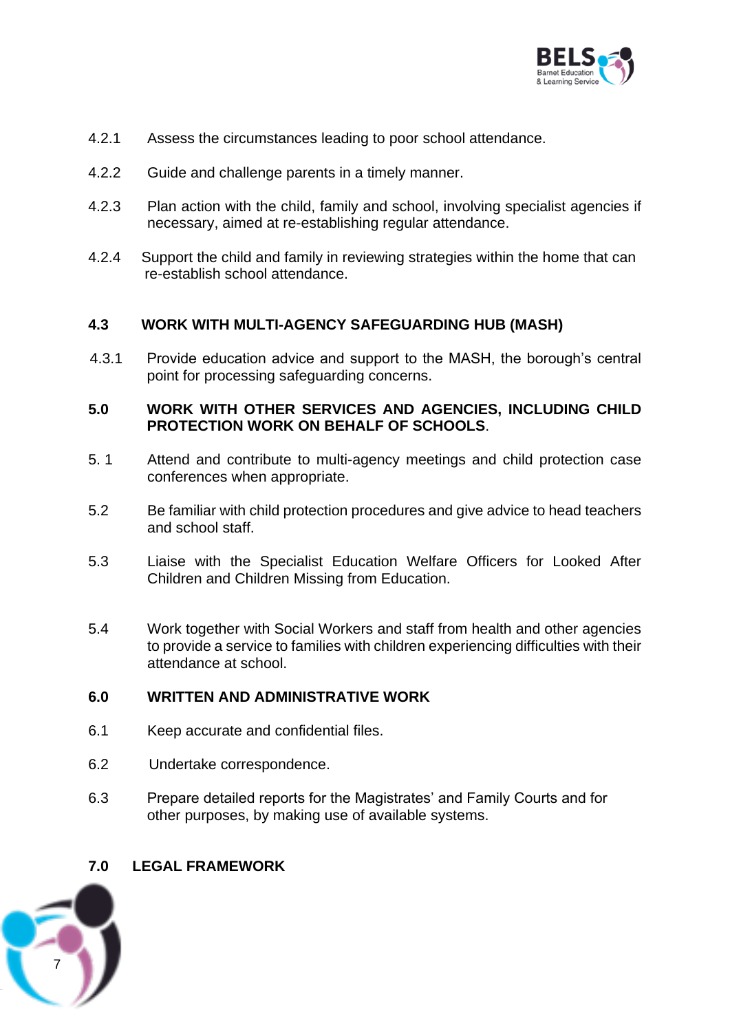4.2.1 Assess the circumstances leading to poor school attendance.

4.2.2 Guide and challenge parents in a timely manner.

4.2.3 Plan action with the child, family and school, involving specialist agencies if necessary, aimed at re-establishing regular attendance.

4.2.4 Support the child and family in reviewing strategies within the home that can re-establish school attendance.

### 4.3 WORK WITH MULTI-AGENCY SAFEGUARDING HUB (MASH)

4.3.1 Provide education advice and support to the MASH, the borough's central point for processing safeguarding concerns.

## 5.0 WORK WITH OTHER SERVICES AND AGENCIES, INCLUDING CHILD PROTECTION WORK ON BEHALF OF SCHOOLS.

5.1 Attend and contribute to multi-agency meetings and child protection case conferences when appropriate.

5.2 Be familiar with child protection procedures and give advice to head teachers and school staff.

5.3 Liaise with the Specialist Education Welfare Officers for Looked After Children and Children Missing from Education.

5.4 Work together with Social Workers and staff from health and other agencies to provide a service to families with children experiencing difficulties with their attendance at school.

## 6.0 WRITTEN AND ADMINISTRATIVE WORK

6.1 Keep accurate and confidential files.

6.2 Undertake correspondence.

6.3 Prepare detailed reports for the Magistrates' and Family Courts and for other purposes, by making use of available systems.

## 7.0 LEGAL FRAMEWORK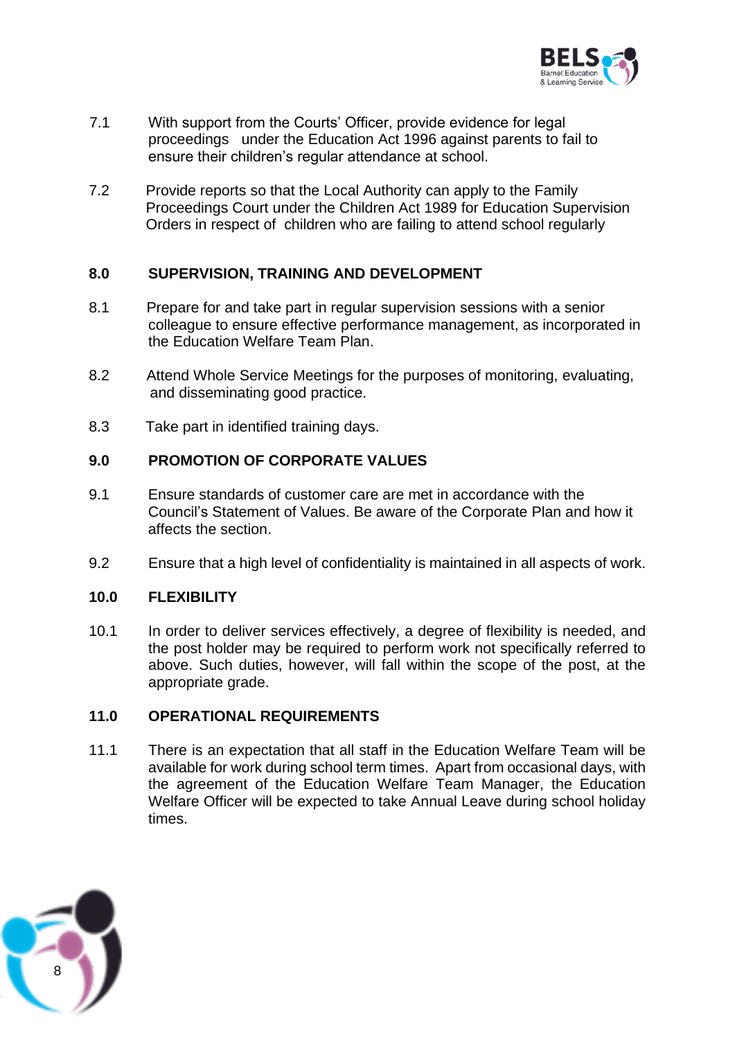7.1 With support from the Courts' Officer, provide evidence for legal proceedings under the Education Act 1996 against parents to fail to ensure their children's regular attendance at school.

7.2 Provide reports so that the Local Authority can apply to the Family Proceedings Court under the Children Act 1989 for Education Supervision Orders in respect of children who are failing to attend school regularly

## 8.0 SUPERVISION, TRAINING AND DEVELOPMENT

8.1 Prepare for and take part in regular supervision sessions with a senior colleague to ensure effective performance management, as incorporated in the Education Welfare Team Plan.

8.2 Attend Whole Service Meetings for the purposes of monitoring, evaluating, and disseminating good practice.

8.3 Take part in identified training days.

## 9.0 PROMOTION OF CORPORATE VALUES

9.1 Ensure standards of customer care are met in accordance with the Council's Statement of Values. Be aware of the Corporate Plan and how it affects the section.

9.2 Ensure that a high level of confidentiality is maintained in all aspects of work.

## 10.0 FLEXIBILITY

10.1 In order to deliver services effectively, a degree of flexibility is needed, and the post holder may be required to perform work not specifically referred to above. Such duties, however, will fall within the scope of the post, at the appropriate grade.

## 11.0 OPERATIONAL REQUIREMENTS

11.1 There is an expectation that all staff in the Education Welfare Team will be available for work during school term times. Apart from occasional days, with the agreement of the Education Welfare Team Manager, the Education Welfare Officer will be expected to take Annual Leave during school holiday times.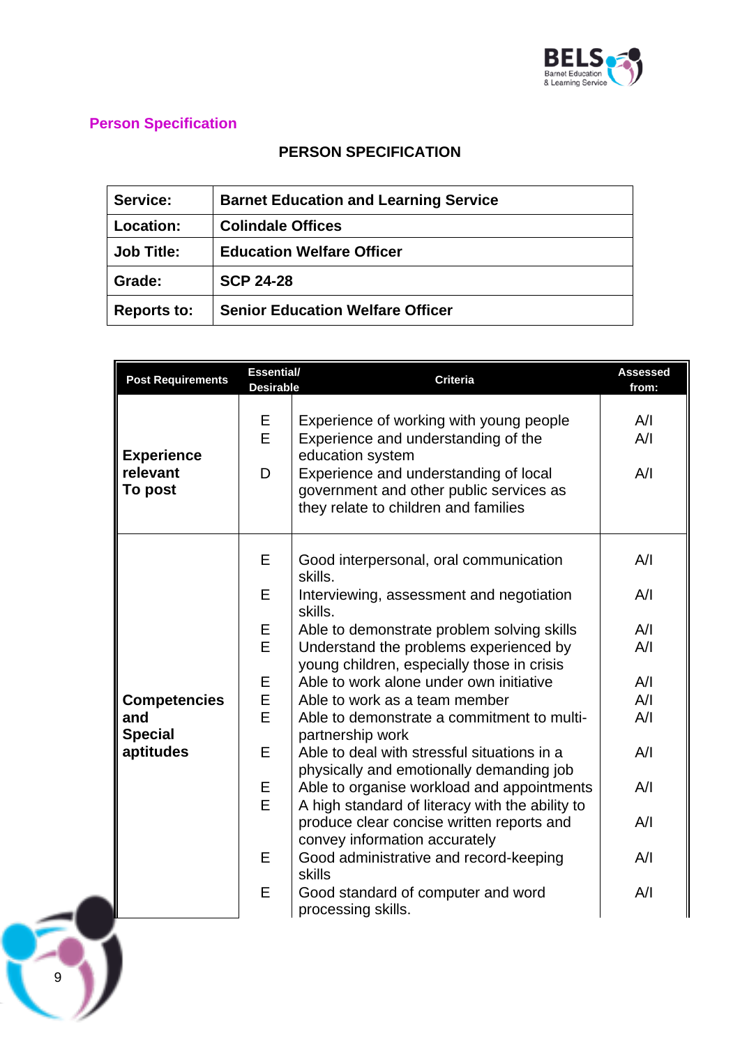## Person Specification

**PERSON SPECIFICATION**

| Service: | Barnet Education and Learning Service |
|---|---|
| Location: | Colindale Offices |
| Job Title: | Education Welfare Officer |
| Grade: | SCP 24-28 |
| Reports to: | Senior Education Welfare Officer |

| Post Requirements | Essential/ Desirable | Criteria | Assessed from: |
|---|---|---|---|
| **Experience relevant To post** | E | Experience of working with young people | A/I |
| | E | Experience and understanding of the education system | A/I |
| | D | Experience and understanding of local government and other public services as they relate to children and families | A/I |
| **Competencies and Special aptitudes** | E | Good interpersonal, oral communication skills. | A/I |
| | E | Interviewing, assessment and negotiation skills. | A/I |
| | E | Able to demonstrate problem solving skills | A/I |
| | E | Understand the problems experienced by young children, especially those in crisis | A/I |
| | E | Able to work alone under own initiative | A/I |
| | E | Able to work as a team member | A/I |
| | E | Able to demonstrate a commitment to multi-partnership work | A/I |
| | E | Able to deal with stressful situations in a physically and emotionally demanding job | A/I |
| | E | Able to organise workload and appointments | A/I |
| | E | A high standard of literacy with the ability to produce clear concise written reports and convey information accurately | A/I |
| | E | Good administrative and record-keeping skills | A/I |
| | E | Good standard of computer and word processing skills. | A/I |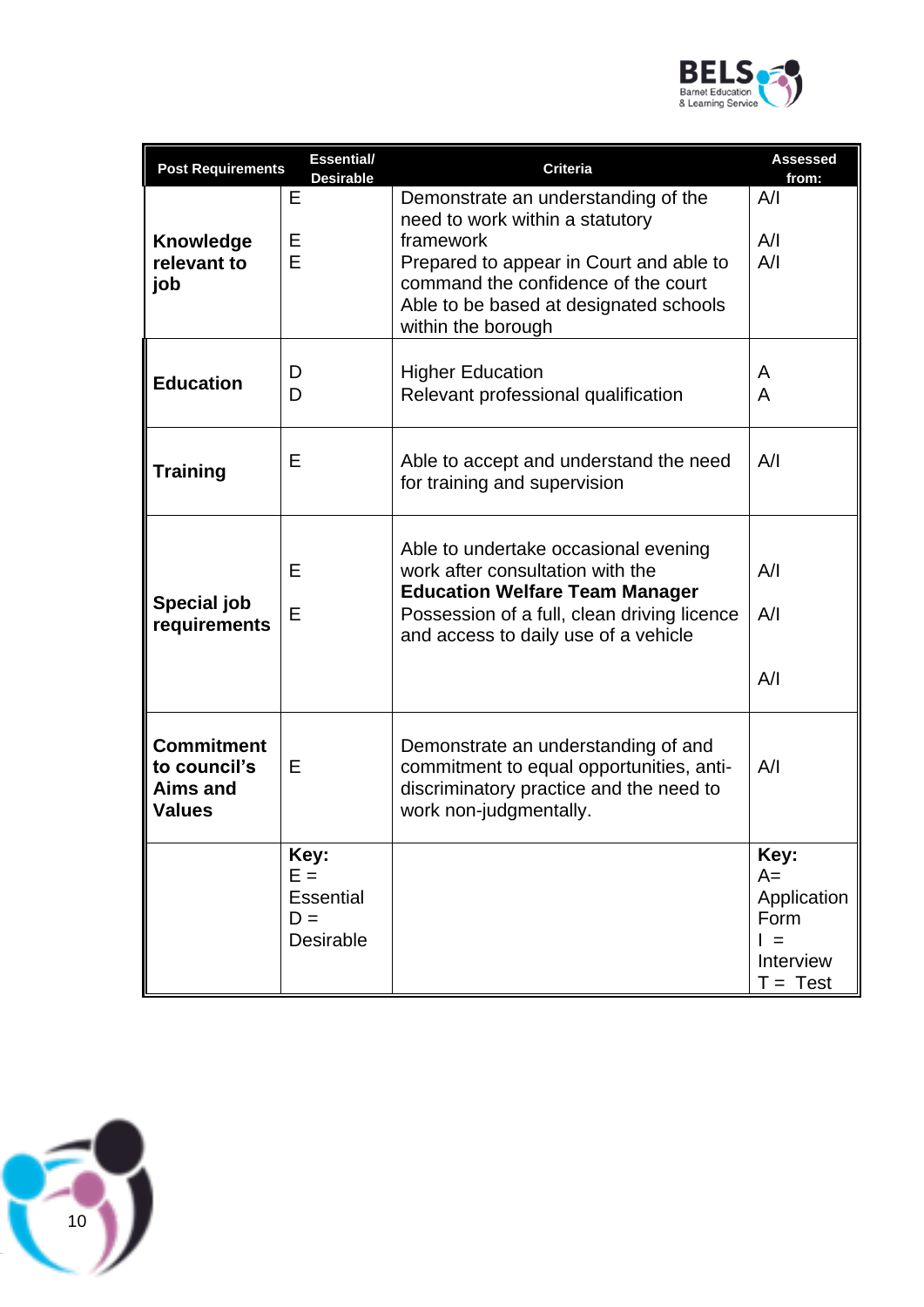| Post Requirements | Essential/ Desirable | Criteria | Assessed from: |
|---|---|---|---|
| **Knowledge relevant to job** | E<br><br>E<br>E | Demonstrate an understanding of the need to work within a statutory framework<br>Prepared to appear in Court and able to command the confidence of the court<br>Able to be based at designated schools within the borough | A/I<br><br>A/I<br>A/I |
| **Education** | D<br>D | Higher Education<br>Relevant professional qualification | A<br>A |
| **Training** | E | Able to accept and understand the need for training and supervision | A/I |
| **Special job requirements** | E<br><br>E | Able to undertake occasional evening work after consultation with the **Education Welfare Team Manager**<br>Possession of a full, clean driving licence and access to daily use of a vehicle | A/I<br><br>A/I<br><br>A/I |
| **Commitment to council's Aims and Values** | E | Demonstrate an understanding of and commitment to equal opportunities, anti-discriminatory practice and the need to work non-judgmentally. | A/I |
| | **Key:**<br>E = Essential<br>D = Desirable | | **Key:**<br>A= Application Form<br>I = Interview<br>T = Test |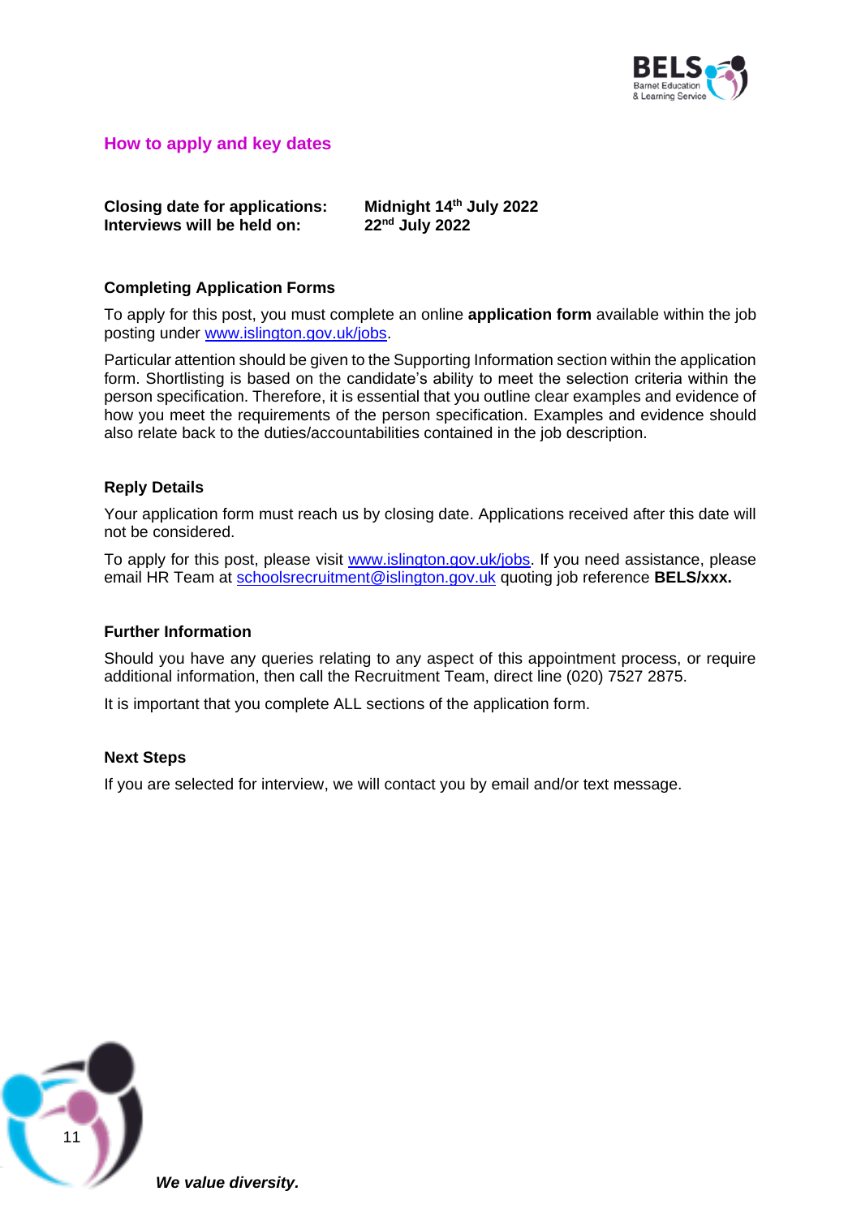## How to apply and key dates

| | |
|---|---|
| **Closing date for applications:** | **Midnight 14th July 2022** |
| **Interviews will be held on:** | **22nd July 2022** |

### Completing Application Forms

To apply for this post, you must complete an online **application form** available within the job posting under www.islington.gov.uk/jobs.

Particular attention should be given to the Supporting Information section within the application form. Shortlisting is based on the candidate's ability to meet the selection criteria within the person specification. Therefore, it is essential that you outline clear examples and evidence of how you meet the requirements of the person specification. Examples and evidence should also relate back to the duties/accountabilities contained in the job description.

### Reply Details

Your application form must reach us by closing date. Applications received after this date will not be considered.

To apply for this post, please visit www.islington.gov.uk/jobs. If you need assistance, please email HR Team at schoolsrecruitment@islington.gov.uk quoting job reference **BELS/xxx.**

### Further Information

Should you have any queries relating to any aspect of this appointment process, or require additional information, then call the Recruitment Team, direct line (020) 7527 2875.

It is important that you complete ALL sections of the application form.

### Next Steps

If you are selected for interview, we will contact you by email and/or text message.

***We value diversity.***